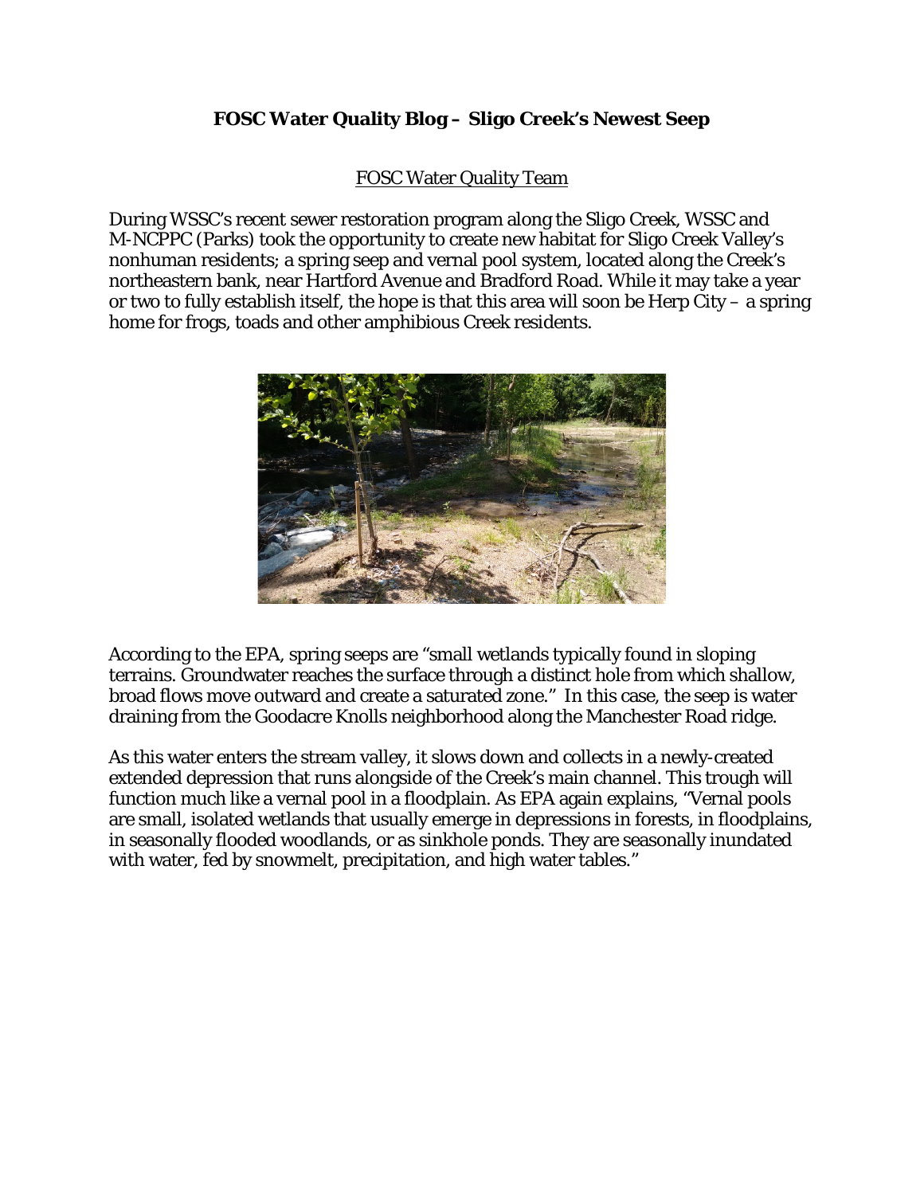# FOSC Water Quality Blog – Sligo Creek's Newest Seep

FOSC Water Quality Team

During WSSC's recent sewer restoration program along the Sligo Creek, WSSC and M-NCPPC (Parks) took the opportunity to create new habitat for Sligo Creek Valley's nonhuman residents; a spring seep and vernal pool system, located along the Creek's northeastern bank, near Hartford Avenue and Bradford Road. While it may take a year or two to fully establish itself, the hope is that this area will soon be Herp City – a spring home for frogs, toads and other amphibious Creek residents.

According to the EPA, spring seeps are "small wetlands typically found in sloping terrains. Groundwater reaches the surface through a distinct hole from which shallow, broad flows move outward and create a saturated zone." In this case, the seep is water draining from the Goodacre Knolls neighborhood along the Manchester Road ridge.

As this water enters the stream valley, it slows down and collects in a newly-created extended depression that runs alongside of the Creek's main channel. This trough will function much like a vernal pool in a floodplain. As EPA again explains, "Vernal pools are small, isolated wetlands that usually emerge in depressions in forests, in floodplains, in seasonally flooded woodlands, or as sinkhole ponds. They are seasonally inundated with water, fed by snowmelt, precipitation, and high water tables."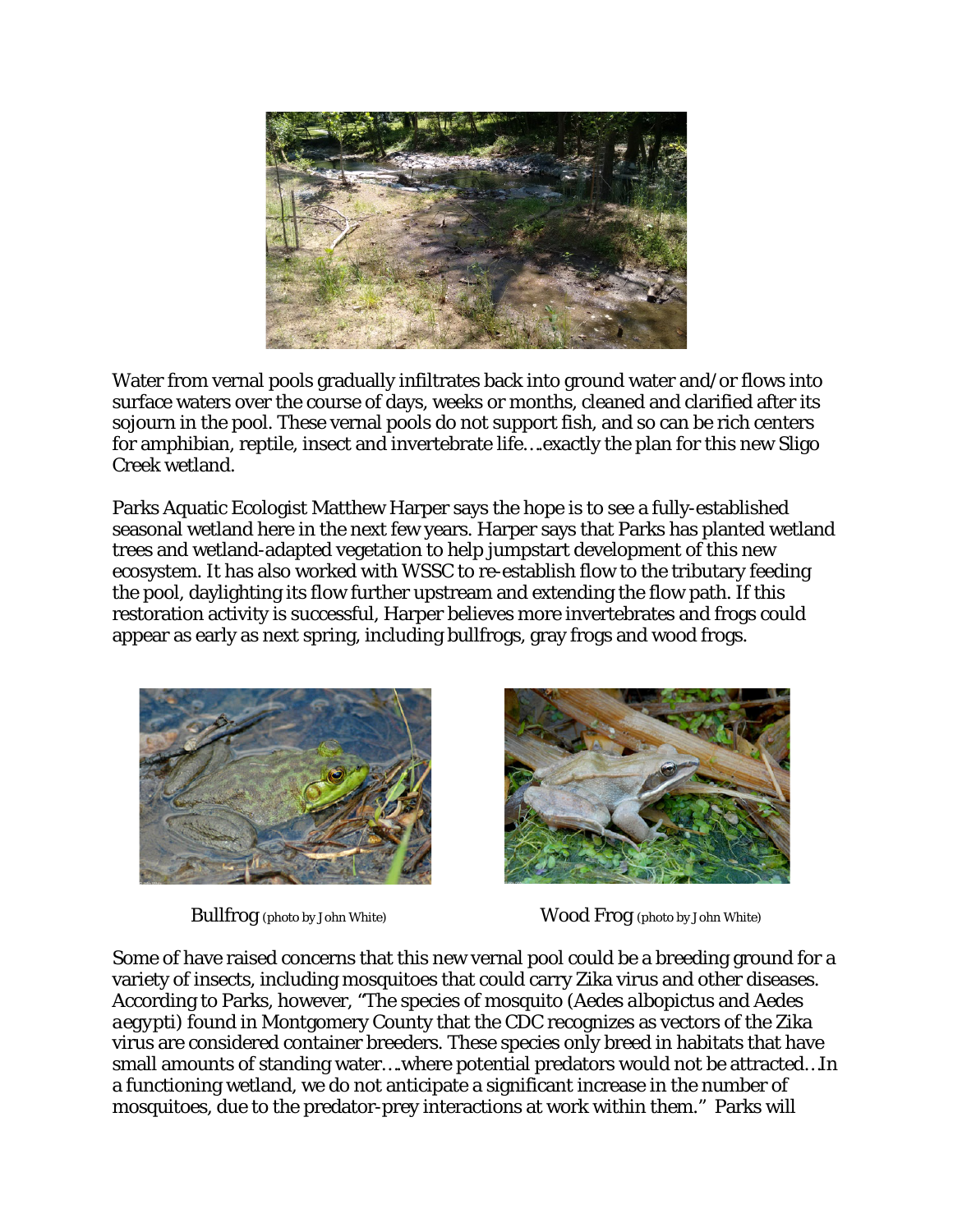Water from vernal pools gradually infiltrates back into ground water and/or flows into surface waters over the course of days, weeks or months, cleaned and clarified after its sojourn in the pool. These vernal pools do not support fish, and so can be rich centers for amphibian, reptile, insect and invertebrate life….exactly the plan for this new Sligo Creek wetland.

Parks Aquatic Ecologist Matthew Harper says the hope is to see a fully-established seasonal wetland here in the next few years. Harper says that Parks has planted wetland trees and wetland-adapted vegetation to help jumpstart development of this new ecosystem. It has also worked with WSSC to re-establish flow to the tributary feeding the pool, daylighting its flow further upstream and extending the flow path. If this restoration activity is successful, Harper believes more invertebrates and frogs could appear as early as next spring, including bullfrogs, gray frogs and wood frogs.

Bullfrog (photo by John White)

Wood Frog (photo by John White)

Some of have raised concerns that this new vernal pool could be a breeding ground for a variety of insects, including mosquitoes that could carry Zika virus and other diseases. According to Parks, however, "The species of mosquito (*Aedes albopictus* and *Aedes aegypti*) found in Montgomery County that the CDC recognizes as vectors of the Zika virus are considered container breeders. These species only breed in habitats that have small amounts of standing water….where potential predators would not be attracted…In a functioning wetland, we do not anticipate a significant increase in the number of mosquitoes, due to the predator-prey interactions at work within them." Parks will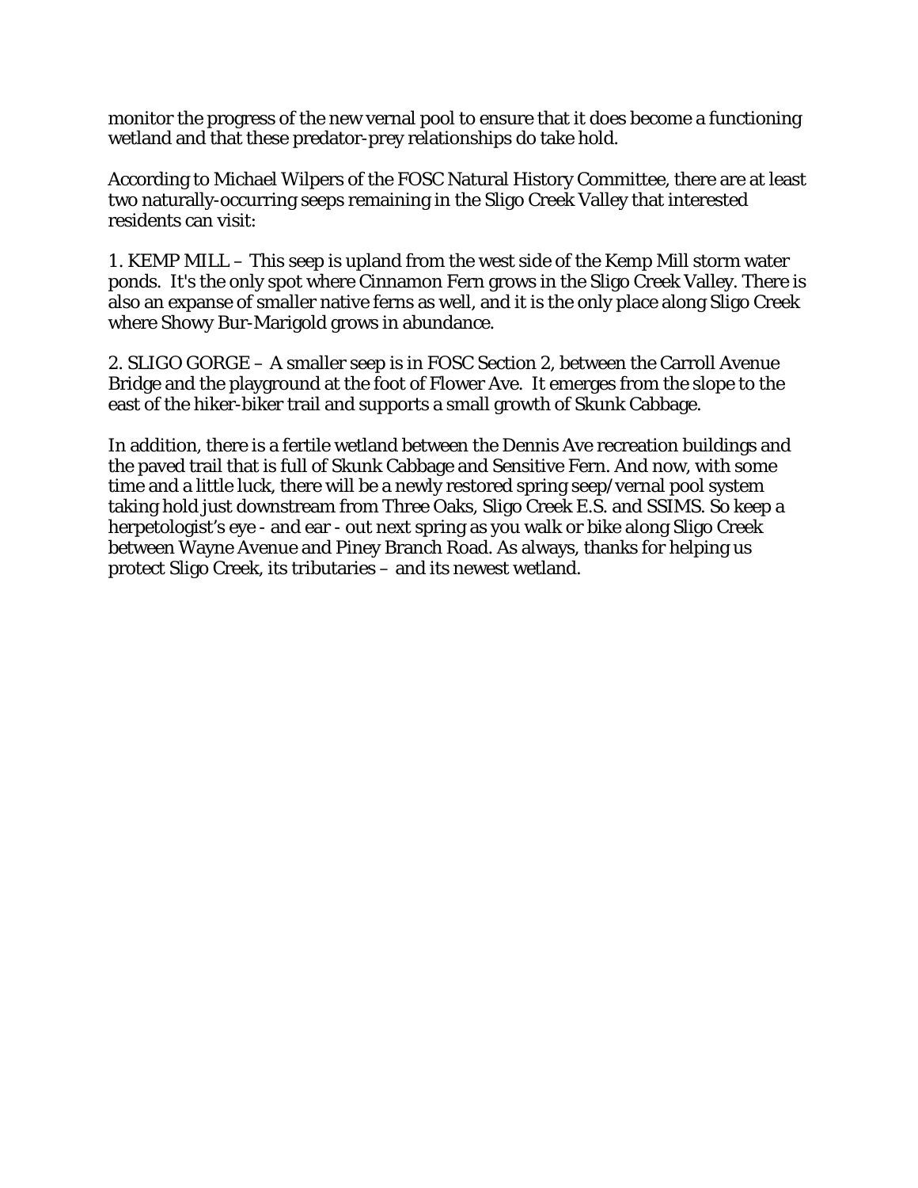monitor the progress of the new vernal pool to ensure that it does become a functioning wetland and that these predator-prey relationships do take hold.

According to Michael Wilpers of the FOSC Natural History Committee, there are at least two naturally-occurring seeps remaining in the Sligo Creek Valley that interested residents can visit:

1. KEMP MILL – This seep is upland from the west side of the Kemp Mill storm water ponds. It's the only spot where Cinnamon Fern grows in the Sligo Creek Valley. There is also an expanse of smaller native ferns as well, and it is the only place along Sligo Creek where Showy Bur-Marigold grows in abundance.

2. SLIGO GORGE – A smaller seep is in FOSC Section 2, between the Carroll Avenue Bridge and the playground at the foot of Flower Ave. It emerges from the slope to the east of the hiker-biker trail and supports a small growth of Skunk Cabbage.

In addition, there is a fertile wetland between the Dennis Ave recreation buildings and the paved trail that is full of Skunk Cabbage and Sensitive Fern. And now, with some time and a little luck, there will be a newly restored spring seep/vernal pool system taking hold just downstream from Three Oaks, Sligo Creek E.S. and SSIMS. So keep a herpetologist's eye - and ear - out next spring as you walk or bike along Sligo Creek between Wayne Avenue and Piney Branch Road. As always, thanks for helping us protect Sligo Creek, its tributaries – and its newest wetland.